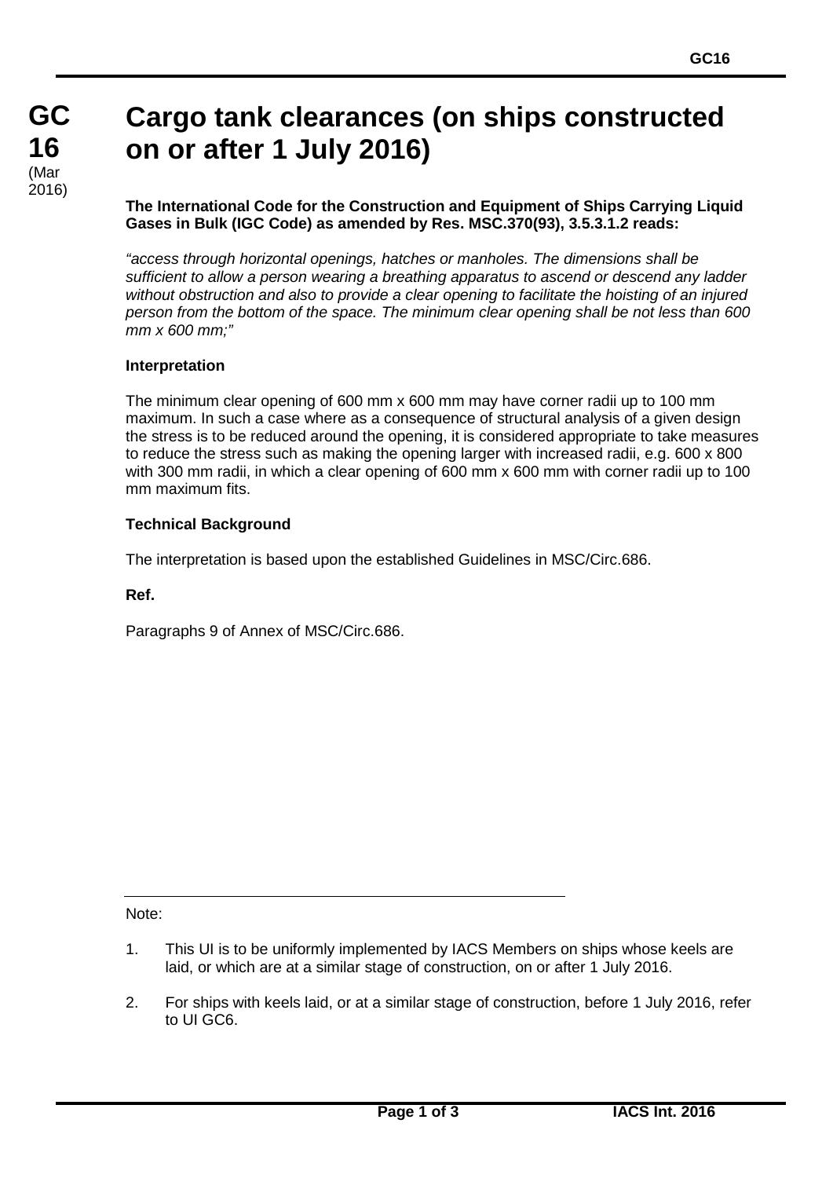# GC 16 (Mar 2016)

# Cargo tank clearances (on ships constructed on or after 1 July 2016)

**The International Code for the Construction and Equipment of Ships Carrying Liquid Gases in Bulk (IGC Code) as amended by Res. MSC.370(93), 3.5.3.1.2 reads:**

*"access through horizontal openings, hatches or manholes. The dimensions shall be sufficient to allow a person wearing a breathing apparatus to ascend or descend any ladder without obstruction and also to provide a clear opening to facilitate the hoisting of an injured person from the bottom of the space. The minimum clear opening shall be not less than 600 mm x 600 mm;"*

**Interpretation**

The minimum clear opening of 600 mm x 600 mm may have corner radii up to 100 mm maximum. In such a case where as a consequence of structural analysis of a given design the stress is to be reduced around the opening, it is considered appropriate to take measures to reduce the stress such as making the opening larger with increased radii, e.g. 600 x 800 with 300 mm radii, in which a clear opening of 600 mm x 600 mm with corner radii up to 100 mm maximum fits.

**Technical Background**

The interpretation is based upon the established Guidelines in MSC/Circ.686.

**Ref.**

Paragraphs 9 of Annex of MSC/Circ.686.

---

Note:

1. This UI is to be uniformly implemented by IACS Members on ships whose keels are laid, or which are at a similar stage of construction, on or after 1 July 2016.

2. For ships with keels laid, or at a similar stage of construction, before 1 July 2016, refer to UI GC6.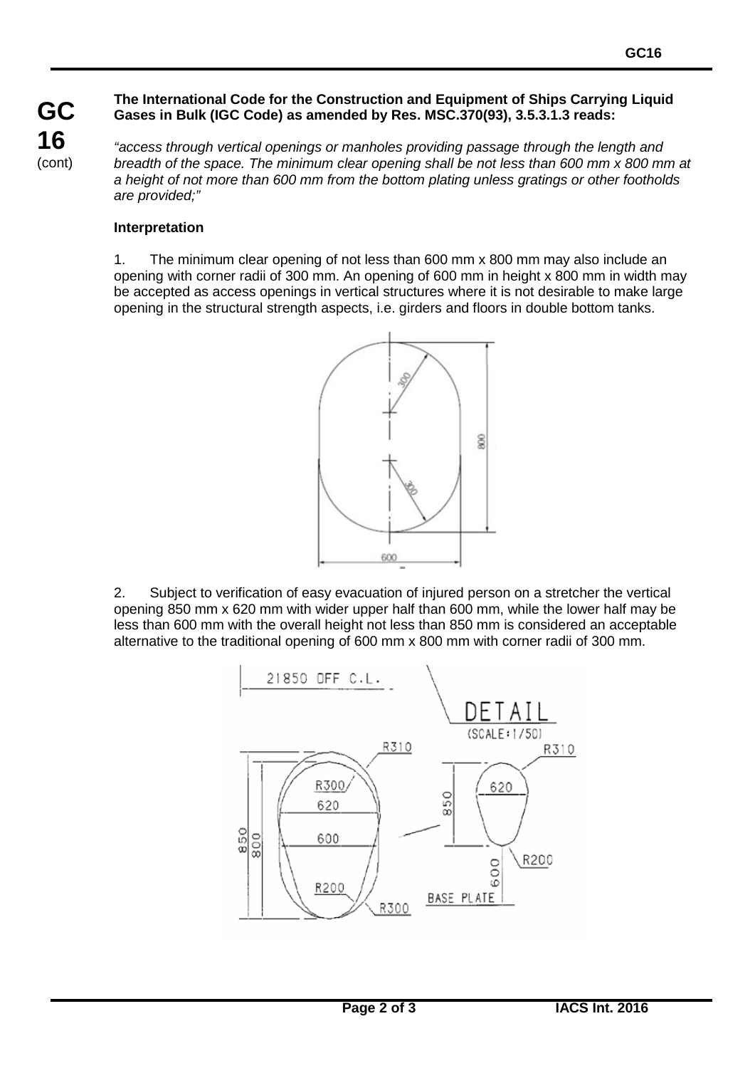**The International Code for the Construction and Equipment of Ships Carrying Liquid Gases in Bulk (IGC Code) as amended by Res. MSC.370(93), 3.5.3.1.3 reads:**

*"access through vertical openings or manholes providing passage through the length and breadth of the space. The minimum clear opening shall be not less than 600 mm x 800 mm at a height of not more than 600 mm from the bottom plating unless gratings or other footholds are provided;"*

**Interpretation**

1. The minimum clear opening of not less than 600 mm x 800 mm may also include an opening with corner radii of 300 mm. An opening of 600 mm in height x 800 mm in width may be accepted as access openings in vertical structures where it is not desirable to make large opening in the structural strength aspects, i.e. girders and floors in double bottom tanks.

2. Subject to verification of easy evacuation of injured person on a stretcher the vertical opening 850 mm x 620 mm with wider upper half than 600 mm, while the lower half may be less than 600 mm with the overall height not less than 850 mm is considered an acceptable alternative to the traditional opening of 600 mm x 800 mm with corner radii of 300 mm.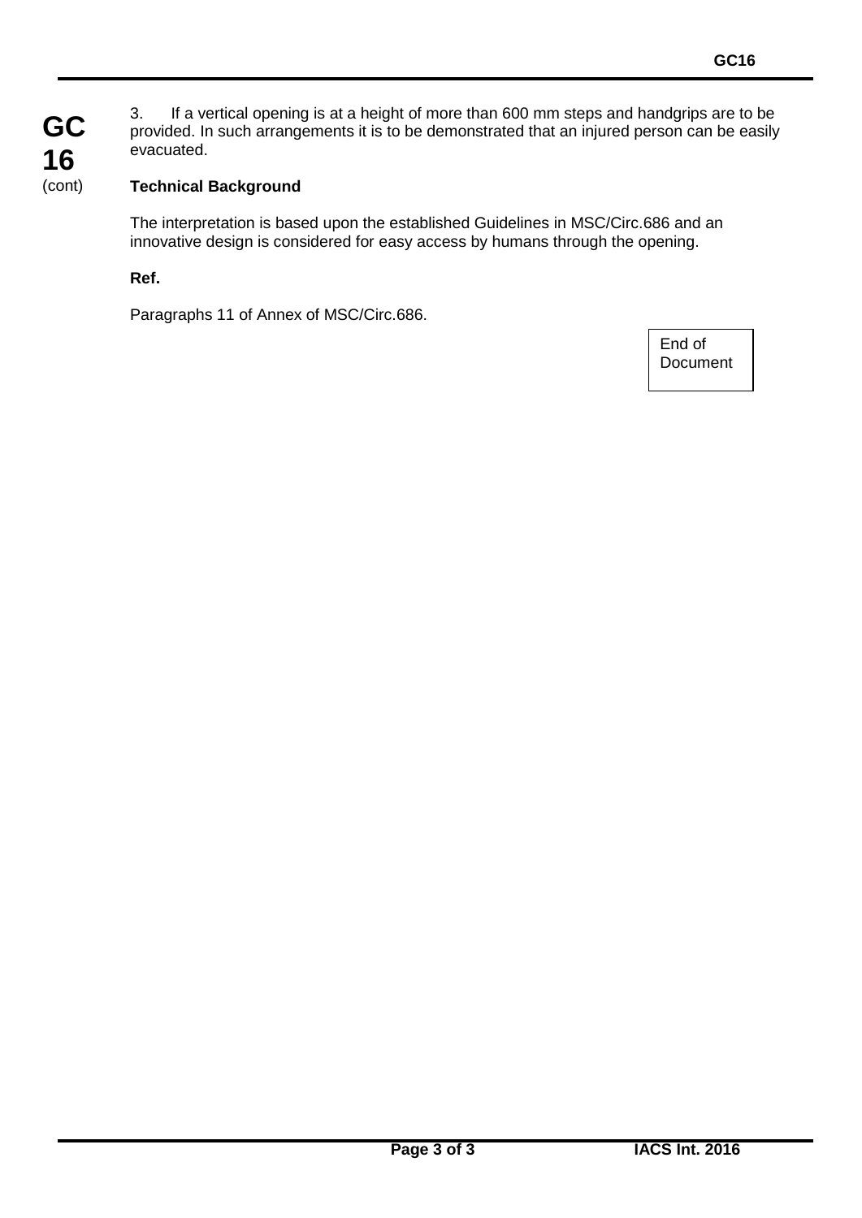3. If a vertical opening is at a height of more than 600 mm steps and handgrips are to be provided. In such arrangements it is to be demonstrated that an injured person can be easily evacuated.

**Technical Background**

The interpretation is based upon the established Guidelines in MSC/Circ.686 and an innovative design is considered for easy access by humans through the opening.

**Ref.**

Paragraphs 11 of Annex of MSC/Circ.686.

End of Document